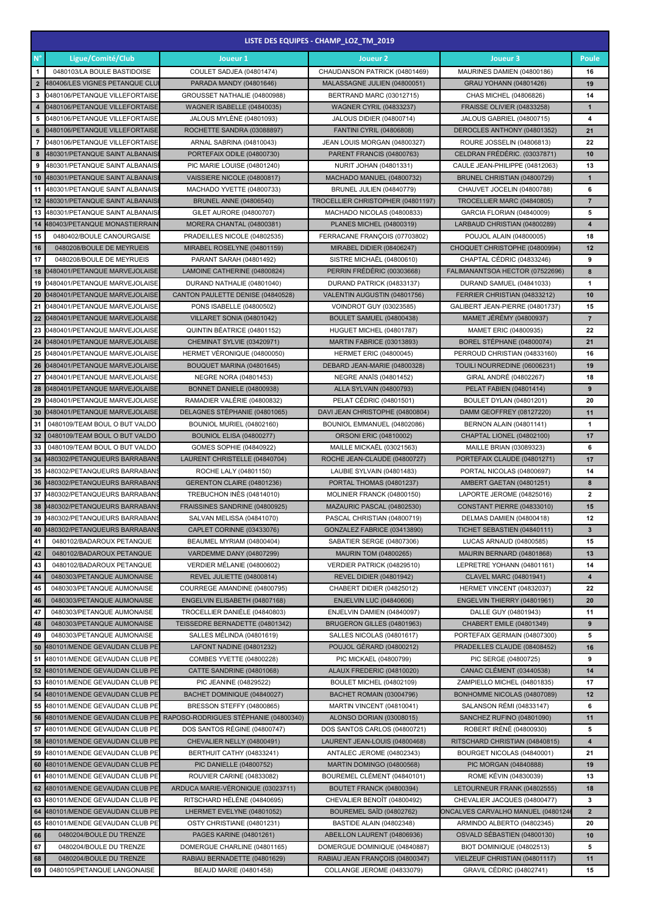| LISTE DES EQUIPES - CHAMP_LOZ_TM_2019 | | | | | |
|---|---|---|---|---|---|
| N° | Ligue/Comité/Club | Joueur 1 | Joueur 2 | Joueur 3 | Poule |
| 1 | 0480103/LA BOULE BASTIDOISE | COULET SADJEA (04801474) | CHAUDANSON PATRICK (04801469) | MAURINES DAMIEN (04800186) | 16 |
| 2 | 480406/LES VIGNES PETANQUE CLU | PARADA MANDY (04801646) | MALASSAGNE JULIEN (04800051) | GRAU YOHANN (04801426) | 19 |
| 3 | 0480106/PETANQUE VILLEFORTAISE | GROUSSET NATHALIE (04800988) | BERTRAND MARC (03012715) | CHAS MICHEL (04806826) | 14 |
| 4 | 0480106/PETANQUE VILLEFORTAISE | WAGNER ISABELLE (04840035) | WAGNER CYRIL (04833237) | FRAISSE OLIVIER (04833258) | 1 |
| 5 | 0480106/PETANQUE VILLEFORTAISE | JALOUS MYLÈNE (04801093) | JALOUS DIDIER (04800714) | JALOUS GABRIEL (04800715) | 4 |
| 6 | 0480106/PETANQUE VILLEFORTAISE | ROCHETTE SANDRA (03088897) | FANTINI CYRIL (04806808) | DEROCLES ANTHONY (04801352) | 21 |
| 7 | 0480106/PETANQUE VILLEFORTAISE | ARNAL SABRINA (04810043) | JEAN LOUIS MORGAN (04800327) | ROURE JOSSELIN (04806813) | 22 |
| 8 | 480301/PETANQUE SAINT ALBANAIS | PORTEFAIX ODILE (04800730) | PARENT FRANCIS (04800763) | CELDRAN FRÉDÉRIC. (03037871) | 10 |
| 9 | 480301/PETANQUE SAINT ALBANAIS | PIC MARIE LOUISE (04801240) | NURIT JOHAN (04801331) | CAULE JEAN-PHILIPPE (04812063) | 13 |
| 10 | 480301/PETANQUE SAINT ALBANAIS | VAISSIERE NICOLE (04800817) | MACHADO MANUEL (04800732) | BRUNEL CHRISTIAN (04800729) | 1 |
| 11 | 480301/PETANQUE SAINT ALBANAIS | MACHADO YVETTE (04800733) | BRUNEL JULIEN (04840779) | CHAUVET JOCELIN (04800788) | 6 |
| 12 | 480301/PETANQUE SAINT ALBANAIS | BRUNEL ANNE (04806540) | TROCELLIER CHRISTOPHER (04801197) | TROCELLIER MARC (04840805) | 7 |
| 13 | 480301/PETANQUE SAINT ALBANAIS | GILET AURORE (04800707) | MACHADO NICOLAS (04800833) | GARCIA FLORIAN (04840009) | 5 |
| 14 | 480403/PETANQUE MONASTIERRAIN | MORERA CHANTAL (04800381) | PLANES MICHEL (04800319) | LARBAUD CHRISTIAN (04800289) | 4 |
| 15 | 0480402/BOULE CANOURGAISE | PRADEILLES NICOLE (04802535) | FERRACANE FRANÇOIS (07703802) | POUJOL ALAIN (04800005) | 18 |
| 16 | 0480208/BOULE DE MEYRUEIS | MIRABEL ROSELYNE (04801159) | MIRABEL DIDIER (08406247) | CHOQUET CHRISTOPHE (04800994) | 12 |
| 17 | 0480208/BOULE DE MEYRUEIS | PARANT SARAH (04801492) | SISTRE MICHAËL (04800610) | CHAPTAL CÉDRIC (04833246) | 9 |
| 18 | 0480401/PETANQUE MARVEJOLAISE | LAMOINE CATHERINE (04800824) | PERRIN FRÉDÉRIC (00303668) | FALIMANANTSOA HECTOR (07522696) | 8 |
| 19 | 0480401/PETANQUE MARVEJOLAISE | DURAND NATHALIE (04801040) | DURAND PATRICK (04833137) | DURAND SAMUEL (04841033) | 1 |
| 20 | 0480401/PETANQUE MARVEJOLAISE | CANTON PAULETTE DENISE (04840528) | VALENTIN AUGUSTIN (04801756) | FERRIER CHRISTIAN (04833212) | 10 |
| 21 | 0480401/PETANQUE MARVEJOLAISE | PONS ISABELLE (04800502) | VOINDROT GUY (03023585) | GALIBERT JEAN-PIERRE (04801737) | 15 |
| 22 | 0480401/PETANQUE MARVEJOLAISE | VILLARET SONIA (04801042) | BOULET SAMUEL (04800438) | MAMET JÉRÉMY (04800937) | 7 |
| 23 | 0480401/PETANQUE MARVEJOLAISE | QUINTIN BÉATRICE (04801152) | HUGUET MICHEL (04801787) | MAMET ERIC (04800935) | 22 |
| 24 | 0480401/PETANQUE MARVEJOLAISE | CHEMINAT SYLVIE (03420971) | MARTIN FABRICE (03013893) | BOREL STÉPHANE (04800074) | 21 |
| 25 | 0480401/PETANQUE MARVEJOLAISE | HERMET VÉRONIQUE (04800050) | HERMET ERIC (04800045) | PERROUD CHRISTIAN (04833160) | 16 |
| 26 | 0480401/PETANQUE MARVEJOLAISE | BOUQUET MARINA (04801645) | DEBARD JEAN-MARIE (04800328) | TOUILI NOURREDINE (06006231) | 19 |
| 27 | 0480401/PETANQUE MARVEJOLAISE | NEGRE NORA (04801453) | NEGRE ANAÏS (04801452) | GIRAL ANDRÉ (04802267) | 18 |
| 28 | 0480401/PETANQUE MARVEJOLAISE | BONNET DANIELE (04800938) | ALLA SYLVAIN (04800793) | PELAT FABIEN (04801414) | 9 |
| 29 | 0480401/PETANQUE MARVEJOLAISE | RAMADIER VALÉRIE (04800832) | PELAT CÉDRIC (04801501) | BOULET DYLAN (04801201) | 20 |
| 30 | 0480401/PETANQUE MARVEJOLAISE | DELAGNES STÉPHANIE (04801065) | DAVI JEAN CHRISTOPHE (04800804) | DAMM GEOFFREY (08127220) | 11 |
| 31 | 0480109/TEAM BOUL O BUT VALDO | BOUNIOL MURIEL (04802160) | BOUNIOL EMMANUEL (04802086) | BERNON ALAIN (04801141) | 1 |
| 32 | 0480109/TEAM BOUL O BUT VALDO | BOUNIOL ELISA (04800277) | ORSONI ERIC (04810002) | CHAPTAL LIONEL (04802100) | 17 |
| 33 | 0480109/TEAM BOUL O BUT VALDO | GOMES SOPHIE (04840922) | MAILLE MICKAËL (03021563) | MAILLE BRIAN (03089323) | 6 |
| 34 | 0480302/PETANQUEURS BARRABANS | LAURENT CHRISTELLE (04840704) | ROCHE JEAN-CLAUDE (04800727) | PORTEFAIX CLAUDE (04801271) | 17 |
| 35 | 0480302/PETANQUEURS BARRABANS | ROCHE LALY (04801150) | LAUBIE SYLVAIN (04801483) | PORTAL NICOLAS (04800697) | 14 |
| 36 | 0480302/PETANQUEURS BARRABANS | GERENTON CLAIRE (04801236) | PORTAL THOMAS (04801237) | AMBERT GAETAN (04801251) | 8 |
| 37 | 0480302/PETANQUEURS BARRABANS | TREBUCHON INÉS (04814010) | MOLINIER FRANCK (04800150) | LAPORTE JEROME (04825016) | 2 |
| 38 | 0480302/PETANQUEURS BARRABANS | FRAISSINES SANDRINE (04800925) | MAZAURIC PASCAL (04802530) | CONSTANT PIERRE (04833010) | 15 |
| 39 | 0480302/PETANQUEURS BARRABANS | SALVAN MELISSA (04841070) | PASCAL CHRISTIAN (04800719) | DELMAS DAMIEN (04800418) | 12 |
| 40 | 0480302/PETANQUEURS BARRABANS | CAPLET CORINNE (03433076) | GONZALEZ FABRICE (03413890) | TICHET SEBASTIEN (04840111) | 3 |
| 41 | 0480102/BADAROUX PETANQUE | BEAUMEL MYRIAM (04800404) | SABATIER SERGE (04807306) | LUCAS ARNAUD (04800585) | 15 |
| 42 | 0480102/BADAROUX PETANQUE | VARDEMME DANY (04807299) | MAURIN TOM (04800265) | MAURIN BERNARD (04801868) | 13 |
| 43 | 0480102/BADAROUX PETANQUE | VERDIER MÉLANIE (04800602) | VERDIER PATRICK (04829510) | LEPRETRE YOHANN (04801161) | 14 |
| 44 | 0480303/PETANQUE AUMONAISE | REVEL JULIETTE (04800814) | REVEL DIDIER (04801942) | CLAVEL MARC (04801941) | 4 |
| 45 | 0480303/PETANQUE AUMONAISE | COURREGE AMANDINE (04800795) | CHABERT DIDIER (04825012) | HERMET VINCENT (04832037) | 22 |
| 46 | 0480303/PETANQUE AUMONAISE | ENGELVIN ELISABETH (04807168) | ENJELVIN LUC (04840606) | ENGELVIN THIERRY (04801961) | 20 |
| 47 | 0480303/PETANQUE AUMONAISE | TROCELLIER DANIÈLE (04840803) | ENJELVIN DAMIEN (04840097) | DALLE GUY (04801943) | 11 |
| 48 | 0480303/PETANQUE AUMONAISE | TEISSEDRE BERNADETTE (04801342) | BRUGERON GILLES (04801963) | CHABERT EMILE (04801349) | 9 |
| 49 | 0480303/PETANQUE AUMONAISE | SALLES MÉLINDA (04801619) | SALLES NICOLAS (04801617) | PORTEFAIX GERMAIN (04807300) | 5 |
| 50 | 480101/MENDE GEVAUDAN CLUB PE | LAFONT NADINE (04801232) | POUJOL GÉRARD (04800212) | PRADEILLES CLAUDE (08408452) | 16 |
| 51 | 480101/MENDE GEVAUDAN CLUB PE | COMBES YVETTE (04800228) | PIC MICKAEL (04800799) | PIC SERGE (04800725) | 9 |
| 52 | 480101/MENDE GEVAUDAN CLUB PE | CATTE SANDRINE (04801068) | ALAUX FREDERIC (04810020) | CANAC CLÉMENT (03440538) | 14 |
| 53 | 480101/MENDE GEVAUDAN CLUB PE | PIC JEANINE (04829522) | BOULET MICHEL (04802109) | ZAMPIELLO MICHEL (04801835) | 17 |
| 54 | 480101/MENDE GEVAUDAN CLUB PE | BACHET DOMINIQUE (04840027) | BACHET ROMAIN (03004796) | BONHOMME NICOLAS (04807089) | 12 |
| 55 | 480101/MENDE GEVAUDAN CLUB PE | BRESSON STEFFY (04800865) | MARTIN VINCENT (04810041) | SALANSON RÉMI (04833147) | 6 |
| 56 | 480101/MENDE GEVAUDAN CLUB PE | RAPOSO-RODRIGUES STÉPHANIE (04800340) | ALONSO DORIAN (03008015) | SANCHEZ RUFINO (04801090) | 11 |
| 57 | 480101/MENDE GEVAUDAN CLUB PE | DOS SANTOS RÉGINE (04800747) | DOS SANTOS CARLOS (04800721) | ROBERT IRÉNÉ (04800930) | 5 |
| 58 | 480101/MENDE GEVAUDAN CLUB PE | CHEVALIER NELLY (04800491) | LAURENT JEAN-LOUIS (04800468) | RITSCHARD CHRISTIAN (04840815) | 4 |
| 59 | 480101/MENDE GEVAUDAN CLUB PE | BERTHUIT CATHY (04833241) | ANTALEC JEROME (04802343) | BOURGET NICOLAS (04840001) | 21 |
| 60 | 480101/MENDE GEVAUDAN CLUB PE | PIC DANIELLE (04800752) | MARTIN DOMINGO (04800568) | PIC MORGAN (04840888) | 19 |
| 61 | 480101/MENDE GEVAUDAN CLUB PE | ROUVIER CARINE (04833082) | BOUREMEL CLÉMENT (04840101) | ROME KÉVIN (04830039) | 13 |
| 62 | 480101/MENDE GEVAUDAN CLUB PE | ARDUCA MARIE-VÉRONIQUE (03023711) | BOUTET FRANCK (04800394) | LETOURNEUR FRANK (04802555) | 18 |
| 63 | 480101/MENDE GEVAUDAN CLUB PE | RITSCHARD HÉLÈNE (04840695) | CHEVALIER BENOÎT (04800492) | CHEVALIER JACQUES (04800477) | 3 |
| 64 | 480101/MENDE GEVAUDAN CLUB PE | LHERMET EVELYNE (04801052) | BOUREMEL SAÏD (04802762) | ONCALVES CARVALHO MANUEL (0480124 | 2 |
| 65 | 480101/MENDE GEVAUDAN CLUB PE | OSTY CHRISTIANE (04801231) | BASTIDE ALAIN (04802348) | ARMINDO ALBERTO (04802345) | 20 |
| 66 | 0480204/BOULE DU TRENZE | PAGES KARINE (04801261) | ABEILLON LAURENT (04806936) | OSVALD SÉBASTIEN (04800130) | 10 |
| 67 | 0480204/BOULE DU TRENZE | DOMERGUE CHARLINE (04801165) | DOMERGUE DOMINIQUE (04840887) | BIOT DOMINIQUE (04802513) | 5 |
| 68 | 0480204/BOULE DU TRENZE | RABIAU BERNADETTE (04801629) | RABIAU JEAN FRANÇOIS (04800347) | VIELZEUF CHRISTIAN (04801117) | 11 |
| 69 | 0480105/PETANQUE LANGONAISE | BEAUD MARIE (04801458) | COLLANGE JEROME (04833079) | GRAVIL CÉDRIC (04802741) | 15 |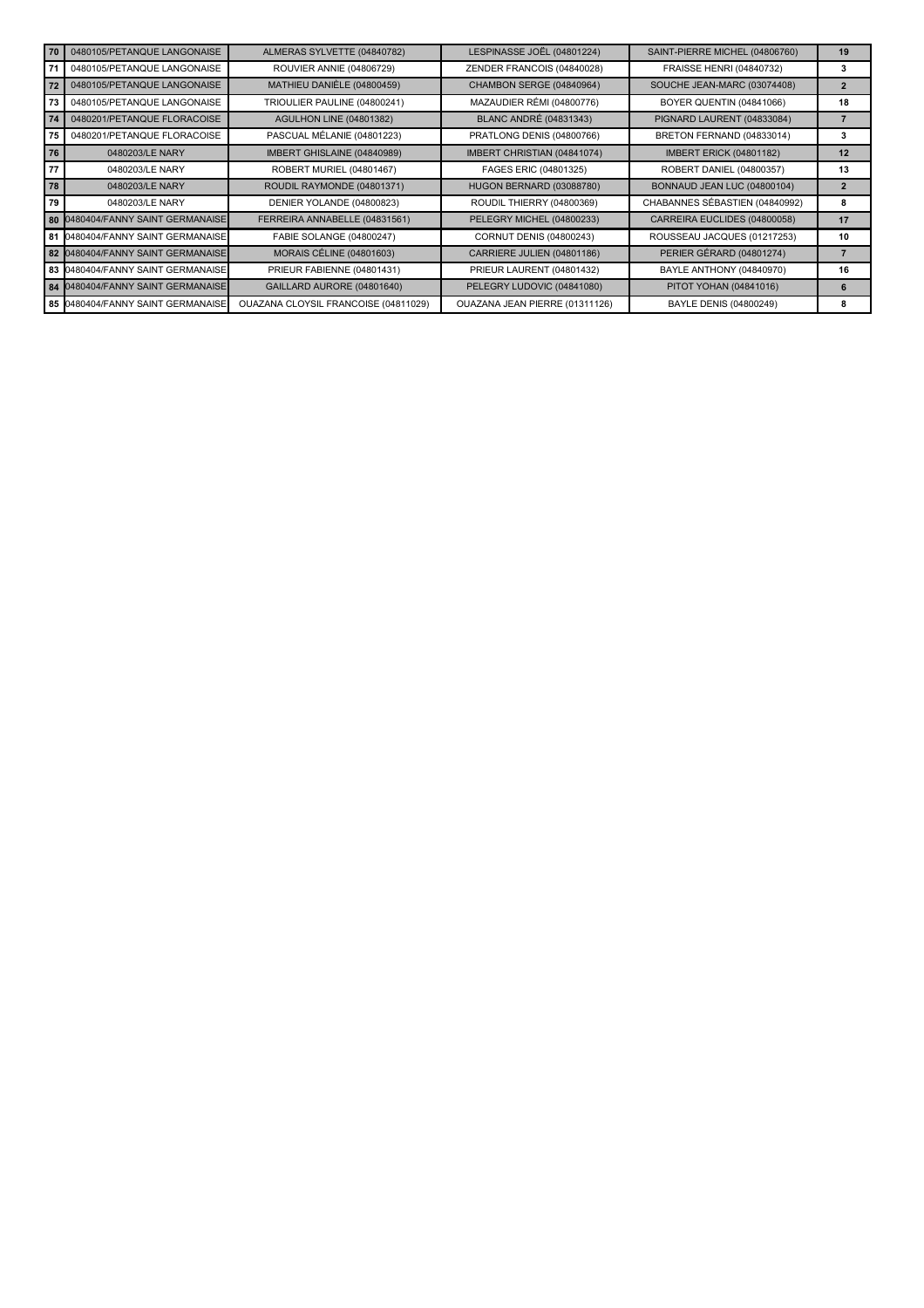| | | | | | |
|---|---|---|---|---|---|
| 70 | 0480105/PETANQUE LANGONAISE | ALMERAS SYLVETTE (04840782) | LESPINASSE JOËL (04801224) | SAINT-PIERRE MICHEL (04806760) | 19 |
| 71 | 0480105/PETANQUE LANGONAISE | ROUVIER ANNIE (04806729) | ZENDER FRANCOIS (04840028) | FRAISSE HENRI (04840732) | 3 |
| 72 | 0480105/PETANQUE LANGONAISE | MATHIEU DANIÈLE (04800459) | CHAMBON SERGE (04840964) | SOUCHE JEAN-MARC (03074408) | 2 |
| 73 | 0480105/PETANQUE LANGONAISE | TRIOULIER PAULINE (04800241) | MAZAUDIER RÉMI (04800776) | BOYER QUENTIN (04841066) | 18 |
| 74 | 0480201/PETANQUE FLORACOISE | AGULHON LINE (04801382) | BLANC ANDRÉ (04831343) | PIGNARD LAURENT (04833084) | 7 |
| 75 | 0480201/PETANQUE FLORACOISE | PASCUAL MÉLANIE (04801223) | PRATLONG DENIS (04800766) | BRETON FERNAND (04833014) | 3 |
| 76 | 0480203/LE NARY | IMBERT GHISLAINE (04840989) | IMBERT CHRISTIAN (04841074) | IMBERT ERICK (04801182) | 12 |
| 77 | 0480203/LE NARY | ROBERT MURIEL (04801467) | FAGES ERIC (04801325) | ROBERT DANIEL (04800357) | 13 |
| 78 | 0480203/LE NARY | ROUDIL RAYMONDE (04801371) | HUGON BERNARD (03088780) | BONNAUD JEAN LUC (04800104) | 2 |
| 79 | 0480203/LE NARY | DENIER YOLANDE (04800823) | ROUDIL THIERRY (04800369) | CHABANNES SÉBASTIEN (04840992) | 8 |
| 80 | 0480404/FANNY SAINT GERMANAISE | FERREIRA ANNABELLE (04831561) | PELEGRY MICHEL (04800233) | CARREIRA EUCLIDES (04800058) | 17 |
| 81 | 0480404/FANNY SAINT GERMANAISE | FABIE SOLANGE (04800247) | CORNUT DENIS (04800243) | ROUSSEAU JACQUES (01217253) | 10 |
| 82 | 0480404/FANNY SAINT GERMANAISE | MORAIS CÉLINE (04801603) | CARRIERE JULIEN (04801186) | PERIER GÉRARD (04801274) | 7 |
| 83 | 0480404/FANNY SAINT GERMANAISE | PRIEUR FABIENNE (04801431) | PRIEUR LAURENT (04801432) | BAYLE ANTHONY (04840970) | 16 |
| 84 | 0480404/FANNY SAINT GERMANAISE | GAILLARD AURORE (04801640) | PELEGRY LUDOVIC (04841080) | PITOT YOHAN (04841016) | 6 |
| 85 | 0480404/FANNY SAINT GERMANAISE | OUAZANA CLOYSIL FRANCOISE (04811029) | OUAZANA JEAN PIERRE (01311126) | BAYLE DENIS (04800249) | 8 |